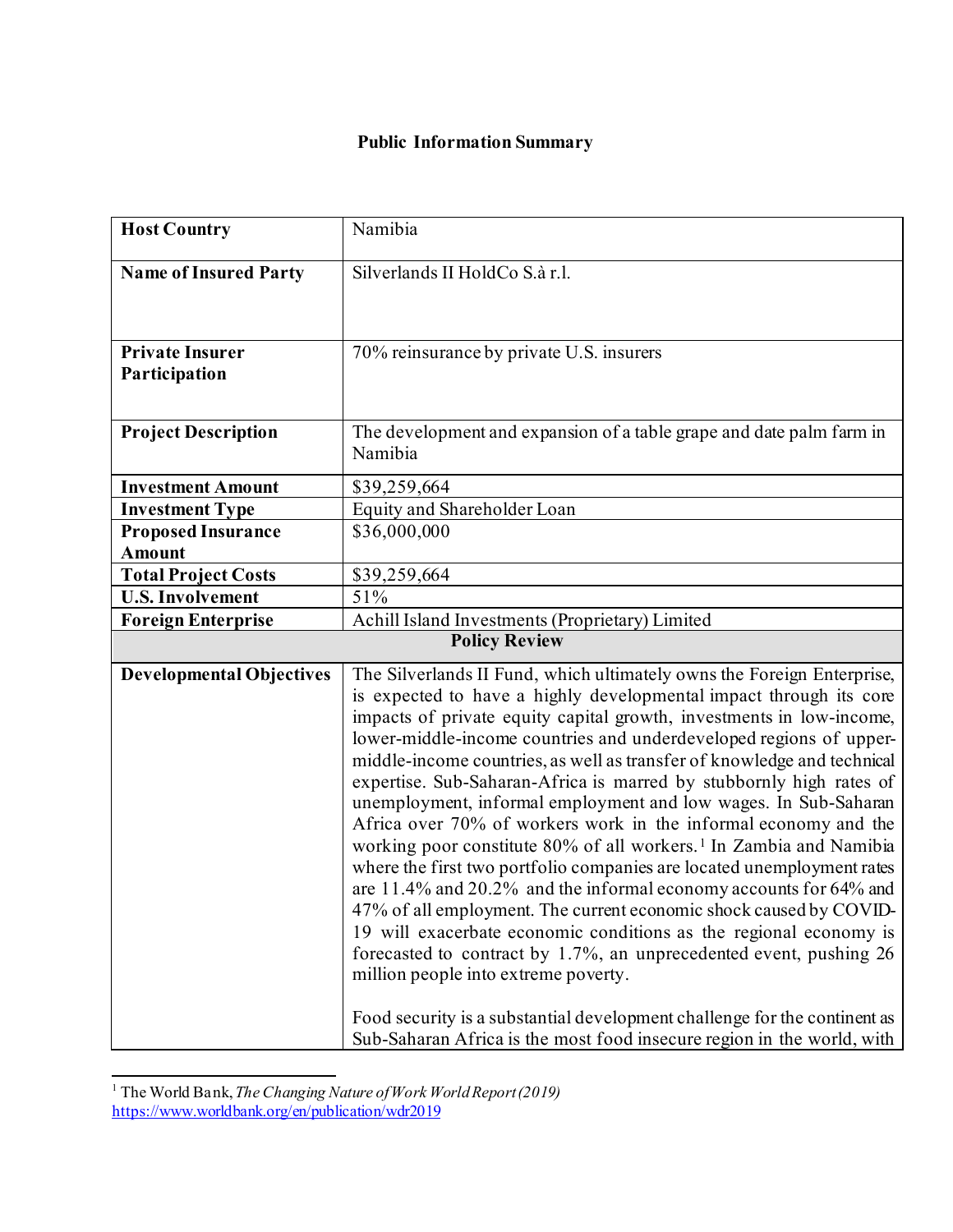# Public Information Summary

| | |
|---|---|
| **Host Country** | Namibia |
| **Name of Insured Party** | Silverlands II HoldCo S.à r.l. |
| **Private Insurer Participation** | 70% reinsurance by private U.S. insurers |
| **Project Description** | The development and expansion of a table grape and date palm farm in Namibia |
| **Investment Amount** | $39,259,664 |
| **Investment Type** | Equity and Shareholder Loan |
| **Proposed Insurance Amount** | $36,000,000 |
| **Total Project Costs** | $39,259,664 |
| **U.S. Involvement** | 51% |
| **Foreign Enterprise** | Achill Island Investments (Proprietary) Limited |
| **Policy Review** | |
| **Developmental Objectives** | The Silverlands II Fund, which ultimately owns the Foreign Enterprise, is expected to have a highly developmental impact through its core impacts of private equity capital growth, investments in low-income, lower-middle-income countries and underdeveloped regions of upper-middle-income countries, as well as transfer of knowledge and technical expertise. Sub-Saharan-Africa is marred by stubbornly high rates of unemployment, informal employment and low wages. In Sub-Saharan Africa over 70% of workers work in the informal economy and the working poor constitute 80% of all workers.[1] In Zambia and Namibia where the first two portfolio companies are located unemployment rates are 11.4% and 20.2% and the informal economy accounts for 64% and 47% of all employment. The current economic shock caused by COVID-19 will exacerbate economic conditions as the regional economy is forecasted to contract by 1.7%, an unprecedented event, pushing 26 million people into extreme poverty.<br><br>Food security is a substantial development challenge for the continent as Sub-Saharan Africa is the most food insecure region in the world, with |

[1] The World Bank, *The Changing Nature of Work World Report (2019)* https://www.worldbank.org/en/publication/wdr2019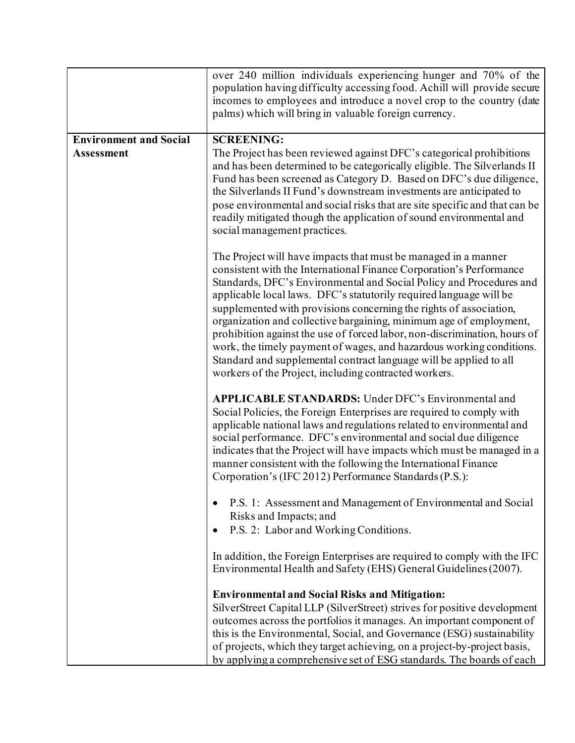| | |
|---|---|
| | over 240 million individuals experiencing hunger and 70% of the population having difficulty accessing food. Achill will provide secure incomes to employees and introduce a novel crop to the country (date palms) which will bring in valuable foreign currency. |
| **Environment and Social Assessment** | **SCREENING:**<br>The Project has been reviewed against DFC's categorical prohibitions and has been determined to be categorically eligible. The Silverlands II Fund has been screened as Category D. Based on DFC's due diligence, the Silverlands II Fund's downstream investments are anticipated to pose environmental and social risks that are site specific and that can be readily mitigated though the application of sound environmental and social management practices.<br><br>The Project will have impacts that must be managed in a manner consistent with the International Finance Corporation's Performance Standards, DFC's Environmental and Social Policy and Procedures and applicable local laws. DFC's statutorily required language will be supplemented with provisions concerning the rights of association, organization and collective bargaining, minimum age of employment, prohibition against the use of forced labor, non-discrimination, hours of work, the timely payment of wages, and hazardous working conditions. Standard and supplemental contract language will be applied to all workers of the Project, including contracted workers.<br><br>**APPLICABLE STANDARDS:** Under DFC's Environmental and Social Policies, the Foreign Enterprises are required to comply with applicable national laws and regulations related to environmental and social performance. DFC's environmental and social due diligence indicates that the Project will have impacts which must be managed in a manner consistent with the following the International Finance Corporation's (IFC 2012) Performance Standards (P.S.):<br><br>• P.S. 1: Assessment and Management of Environmental and Social Risks and Impacts; and<br>• P.S. 2: Labor and Working Conditions.<br><br>In addition, the Foreign Enterprises are required to comply with the IFC Environmental Health and Safety (EHS) General Guidelines (2007).<br><br>**Environmental and Social Risks and Mitigation:**<br>SilverStreet Capital LLP (SilverStreet) strives for positive development outcomes across the portfolios it manages. An important component of this is the Environmental, Social, and Governance (ESG) sustainability of projects, which they target achieving, on a project-by-project basis, by applying a comprehensive set of ESG standards. The boards of each |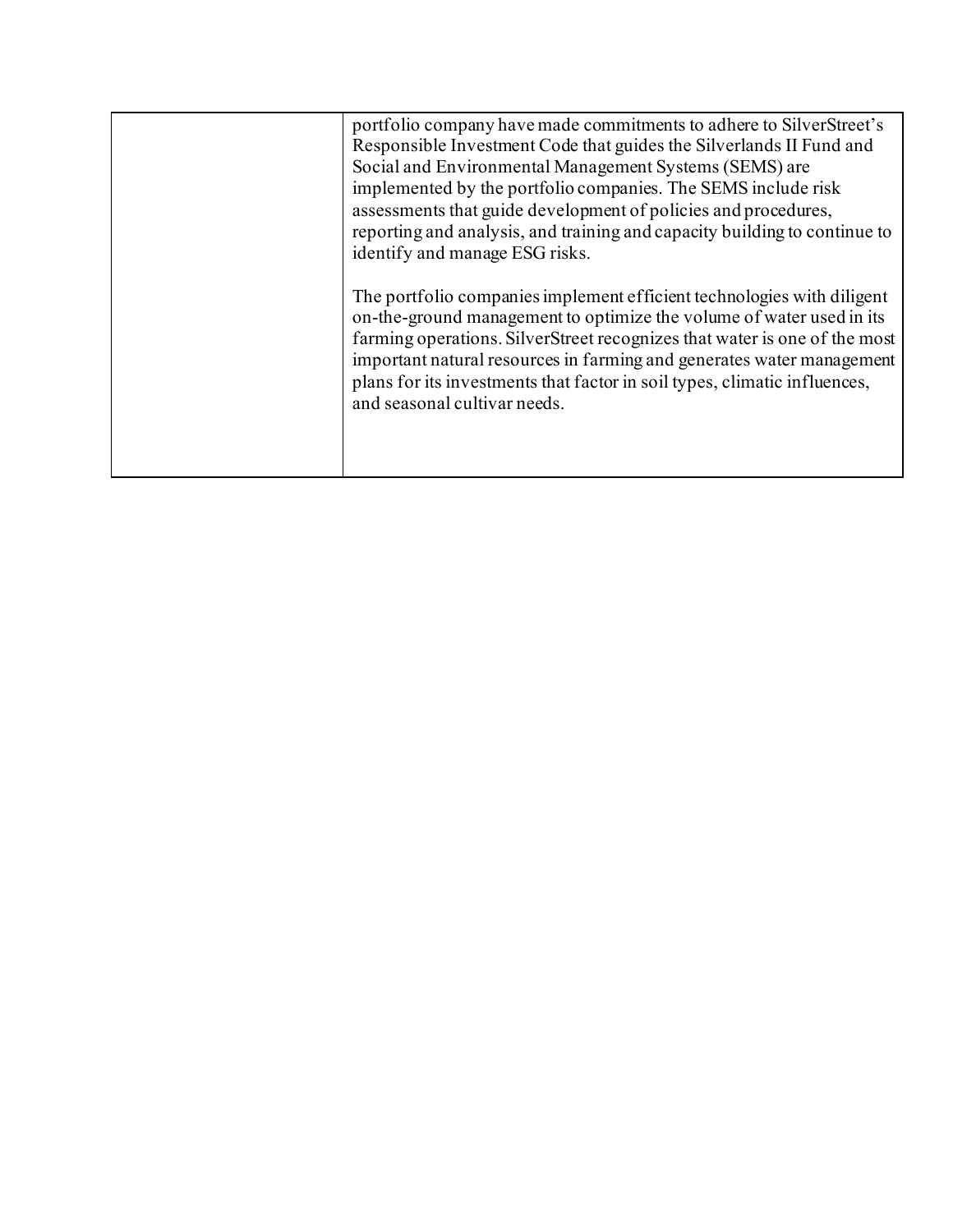| | |
|---|---|
| | portfolio company have made commitments to adhere to SilverStreet's Responsible Investment Code that guides the Silverlands II Fund and Social and Environmental Management Systems (SEMS) are implemented by the portfolio companies. The SEMS include risk assessments that guide development of policies and procedures, reporting and analysis, and training and capacity building to continue to identify and manage ESG risks.<br><br>The portfolio companies implement efficient technologies with diligent on-the-ground management to optimize the volume of water used in its farming operations. SilverStreet recognizes that water is one of the most important natural resources in farming and generates water management plans for its investments that factor in soil types, climatic influences, and seasonal cultivar needs. |